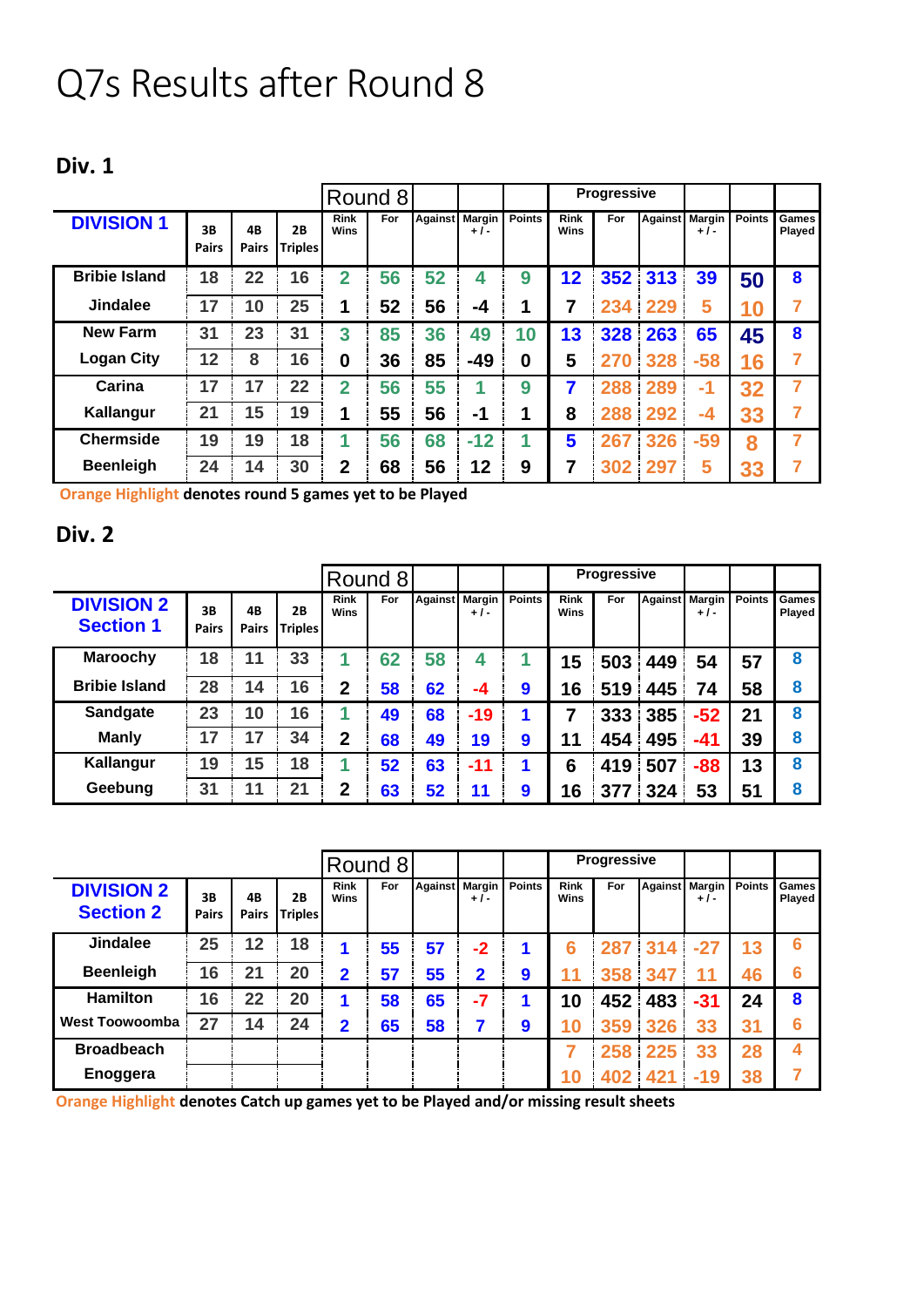# Q7s Results after Round 8

## Div. 1

| DIVISION 1 | 3B Pairs | 4B Pairs | 2B Triples | Round 8 Rink Wins | For | Against | Margin + / - | Points | Progressive Rink Wins | For | Against | Margin + / - | Points | Games Played |
|---|---|---|---|---|---|---|---|---|---|---|---|---|---|---|
| Bribie Island | 18 | 22 | 16 | 2 | 56 | 52 | 4 | 9 | 12 | 352 | 313 | 39 | 50 | 8 |
| Jindalee | 17 | 10 | 25 | 1 | 52 | 56 | -4 | 1 | 7 | 234 | 229 | 5 | 10 | 7 |
| New Farm | 31 | 23 | 31 | 3 | 85 | 36 | 49 | 10 | 13 | 328 | 263 | 65 | 45 | 8 |
| Logan City | 12 | 8 | 16 | 0 | 36 | 85 | -49 | 0 | 5 | 270 | 328 | -58 | 16 | 7 |
| Carina | 17 | 17 | 22 | 2 | 56 | 55 | 1 | 9 | 7 | 288 | 289 | -1 | 32 | 7 |
| Kallangur | 21 | 15 | 19 | 1 | 55 | 56 | -1 | 1 | 8 | 288 | 292 | -4 | 33 | 7 |
| Chermside | 19 | 19 | 18 | 1 | 56 | 68 | -12 | 1 | 5 | 267 | 326 | -59 | 8 | 7 |
| Beenleigh | 24 | 14 | 30 | 2 | 68 | 56 | 12 | 9 | 7 | 302 | 297 | 5 | 33 | 7 |

Orange Highlight **denotes round 5 games yet to be Played**

## Div. 2

| DIVISION 2 Section 1 | 3B Pairs | 4B Pairs | 2B Triples | Round 8 Rink Wins | For | Against | Margin + / - | Points | Progressive Rink Wins | For | Against | Margin + / - | Points | Games Played |
|---|---|---|---|---|---|---|---|---|---|---|---|---|---|---|
| Maroochy | 18 | 11 | 33 | 1 | 62 | 58 | 4 | 1 | 15 | 503 | 449 | 54 | 57 | 8 |
| Bribie Island | 28 | 14 | 16 | 2 | 58 | 62 | -4 | 9 | 16 | 519 | 445 | 74 | 58 | 8 |
| Sandgate | 23 | 10 | 16 | 1 | 49 | 68 | -19 | 1 | 7 | 333 | 385 | -52 | 21 | 8 |
| Manly | 17 | 17 | 34 | 2 | 68 | 49 | 19 | 9 | 11 | 454 | 495 | -41 | 39 | 8 |
| Kallangur | 19 | 15 | 18 | 1 | 52 | 63 | -11 | 1 | 6 | 419 | 507 | -88 | 13 | 8 |
| Geebung | 31 | 11 | 21 | 2 | 63 | 52 | 11 | 9 | 16 | 377 | 324 | 53 | 51 | 8 |

| DIVISION 2 Section 2 | 3B Pairs | 4B Pairs | 2B Triples | Round 8 Rink Wins | For | Against | Margin + / - | Points | Progressive Rink Wins | For | Against | Margin + / - | Points | Games Played |
|---|---|---|---|---|---|---|---|---|---|---|---|---|---|---|
| Jindalee | 25 | 12 | 18 | 1 | 55 | 57 | -2 | 1 | 6 | 287 | 314 | -27 | 13 | 6 |
| Beenleigh | 16 | 21 | 20 | 2 | 57 | 55 | 2 | 9 | 11 | 358 | 347 | 11 | 46 | 6 |
| Hamilton | 16 | 22 | 20 | 1 | 58 | 65 | -7 | 1 | 10 | 452 | 483 | -31 | 24 | 8 |
| West Toowoomba | 27 | 14 | 24 | 2 | 65 | 58 | 7 | 9 | 10 | 359 | 326 | 33 | 31 | 6 |
| Broadbeach | | | | | | | | | 7 | 258 | 225 | 33 | 28 | 4 |
| Enoggera | | | | | | | | | 10 | 402 | 421 | -19 | 38 | 7 |

Orange Highlight **denotes Catch up games yet to be Played and/or missing result sheets**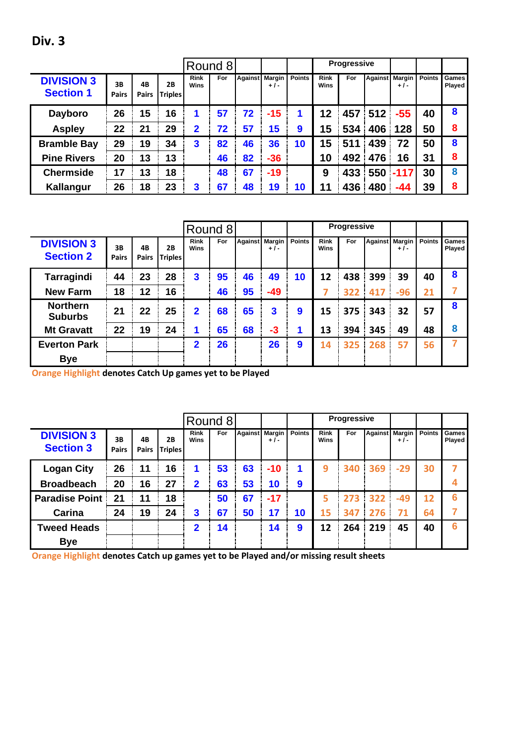# Div. 3

| DIVISION 3 Section 1 | 3B Pairs | 4B Pairs | 2B Triples | Round 8 Rink Wins | For | Against | Margin +/- | Points | Progressive Rink Wins | For | Against | Margin +/- | Points | Games Played |
|---|---|---|---|---|---|---|---|---|---|---|---|---|---|---|
| Dayboro | 26 | 15 | 16 | 1 | 57 | 72 | -15 | 1 | 12 | 457 | 512 | -55 | 40 | 8 |
| Aspley | 22 | 21 | 29 | 2 | 72 | 57 | 15 | 9 | 15 | 534 | 406 | 128 | 50 | 8 |
| Bramble Bay | 29 | 19 | 34 | 3 | 82 | 46 | 36 | 10 | 15 | 511 | 439 | 72 | 50 | 8 |
| Pine Rivers | 20 | 13 | 13 | | 46 | 82 | -36 | | 10 | 492 | 476 | 16 | 31 | 8 |
| Chermside | 17 | 13 | 18 | | 48 | 67 | -19 | | 9 | 433 | 550 | -117 | 30 | 8 |
| Kallangur | 26 | 18 | 23 | 3 | 67 | 48 | 19 | 10 | 11 | 436 | 480 | -44 | 39 | 8 |

| DIVISION 3 Section 2 | 3B Pairs | 4B Pairs | 2B Triples | Round 8 Rink Wins | For | Against | Margin +/- | Points | Progressive Rink Wins | For | Against | Margin +/- | Points | Games Played |
|---|---|---|---|---|---|---|---|---|---|---|---|---|---|---|
| Tarragindi | 44 | 23 | 28 | 3 | 95 | 46 | 49 | 10 | 12 | 438 | 399 | 39 | 40 | 8 |
| New Farm | 18 | 12 | 16 | | 46 | 95 | -49 | | 7 | 322 | 417 | -96 | 21 | 7 |
| Northern Suburbs | 21 | 22 | 25 | 2 | 68 | 65 | 3 | 9 | 15 | 375 | 343 | 32 | 57 | 8 |
| Mt Gravatt | 22 | 19 | 24 | 1 | 65 | 68 | -3 | 1 | 13 | 394 | 345 | 49 | 48 | 8 |
| Everton Park | | | | 2 | 26 | | 26 | 9 | 14 | 325 | 268 | 57 | 56 | 7 |
| Bye | | | | | | | | | | | | | | |

Orange Highlight denotes Catch Up games yet to be Played

| DIVISION 3 Section 3 | 3B Pairs | 4B Pairs | 2B Triples | Round 8 Rink Wins | For | Against | Margin +/- | Points | Progressive Rink Wins | For | Against | Margin +/- | Points | Games Played |
|---|---|---|---|---|---|---|---|---|---|---|---|---|---|---|
| Logan City | 26 | 11 | 16 | 1 | 53 | 63 | -10 | 1 | 9 | 340 | 369 | -29 | 30 | 7 |
| Broadbeach | 20 | 16 | 27 | 2 | 63 | 53 | 10 | 9 | | | | | | 4 |
| Paradise Point | 21 | 11 | 18 | | 50 | 67 | -17 | | 5 | 273 | 322 | -49 | 12 | 6 |
| Carina | 24 | 19 | 24 | 3 | 67 | 50 | 17 | 10 | 15 | 347 | 276 | 71 | 64 | 7 |
| Tweed Heads | | | | 2 | 14 | | 14 | 9 | 12 | 264 | 219 | 45 | 40 | 6 |
| Bye | | | | | | | | | | | | | | |

Orange Highlight denotes Catch up games yet to be Played and/or missing result sheets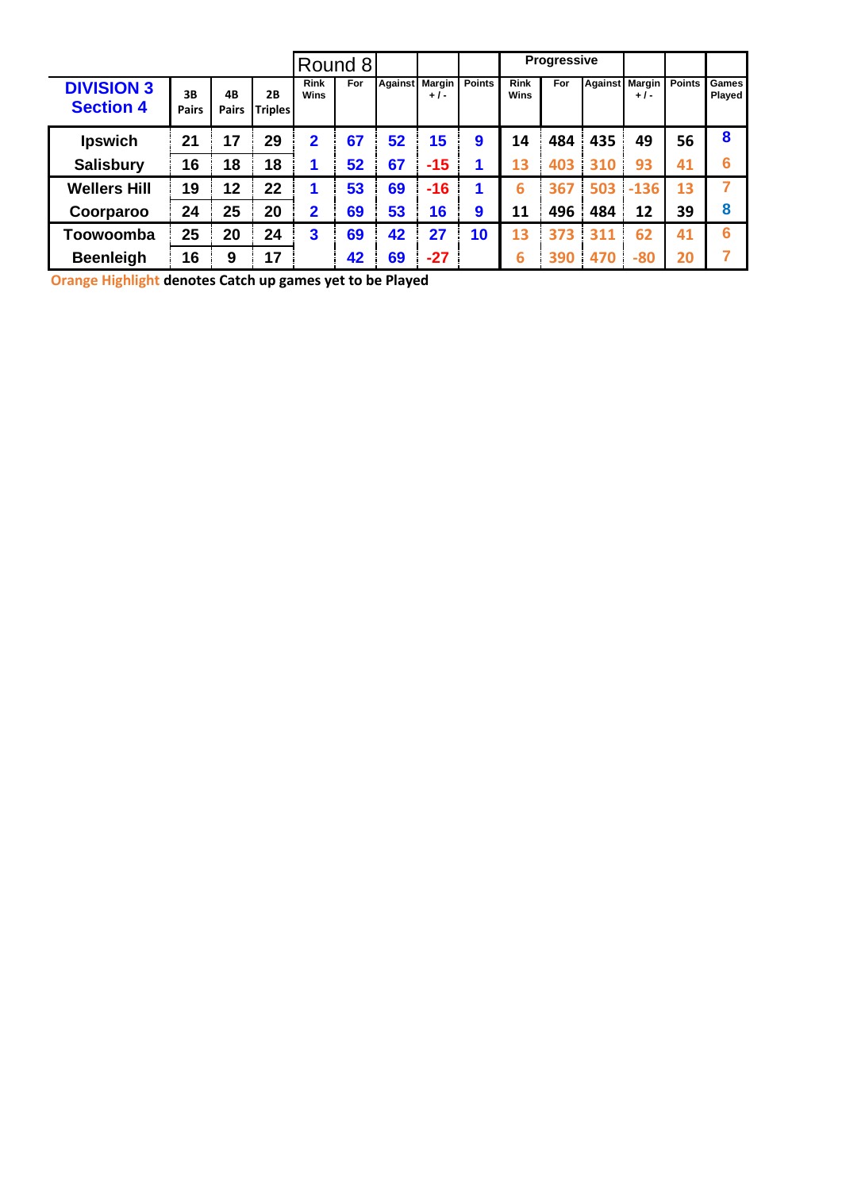| DIVISION 3 Section 4 | 3B Pairs | 4B Pairs | 2B Triples | Round 8 Rink Wins | For | Against | Margin + / - | Points | Progressive Rink Wins | For | Against | Margin + / - | Points | Games Played |
|---|---|---|---|---|---|---|---|---|---|---|---|---|---|---|
| Ipswich | 21 | 17 | 29 | 2 | 67 | 52 | 15 | 9 | 14 | 484 | 435 | 49 | 56 | 8 |
| Salisbury | 16 | 18 | 18 | 1 | 52 | 67 | -15 | 1 | 13 | 403 | 310 | 93 | 41 | 6 |
| Wellers Hill | 19 | 12 | 22 | 1 | 53 | 69 | -16 | 1 | 6 | 367 | 503 | -136 | 13 | 7 |
| Coorparoo | 24 | 25 | 20 | 2 | 69 | 53 | 16 | 9 | 11 | 496 | 484 | 12 | 39 | 8 |
| Toowoomba | 25 | 20 | 24 | 3 | 69 | 42 | 27 | 10 | 13 | 373 | 311 | 62 | 41 | 6 |
| Beenleigh | 16 | 9 | 17 | | 42 | 69 | -27 | | 6 | 390 | 470 | -80 | 20 | 7 |

Orange Highlight **denotes Catch up games yet to be Played**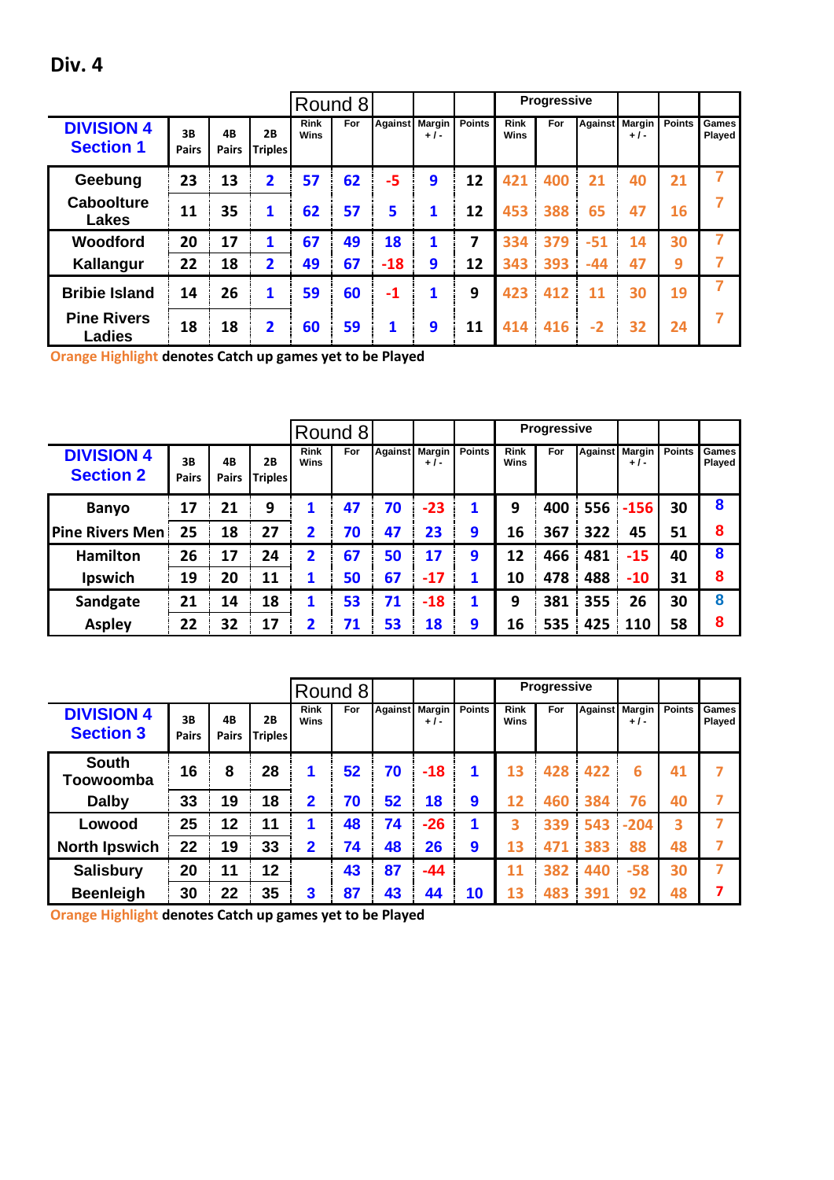# Div. 4

| DIVISION 4 Section 1 | 3B Pairs | 4B Pairs | 2B Triples | Round 8 Rink Wins | For | Against | Margin +/- | Points | Progressive Rink Wins | For | Against | Margin +/- | Points | Games Played |
|---|---|---|---|---|---|---|---|---|---|---|---|---|---|---|
| Geebung | 23 | 13 | 2 | 57 | 62 | -5 | 9 | 12 | 421 | 400 | 21 | 40 | 21 | 7 |
| Caboolture Lakes | 11 | 35 | 1 | 62 | 57 | 5 | 1 | 12 | 453 | 388 | 65 | 47 | 16 | 7 |
| Woodford | 20 | 17 | 1 | 67 | 49 | 18 | 1 | 7 | 334 | 379 | -51 | 14 | 30 | 7 |
| Kallangur | 22 | 18 | 2 | 49 | 67 | -18 | 9 | 12 | 343 | 393 | -44 | 47 | 9 | 7 |
| Bribie Island | 14 | 26 | 1 | 59 | 60 | -1 | 1 | 9 | 423 | 412 | 11 | 30 | 19 | 7 |
| Pine Rivers Ladies | 18 | 18 | 2 | 60 | 59 | 1 | 9 | 11 | 414 | 416 | -2 | 32 | 24 | 7 |

**Orange Highlight denotes Catch up games yet to be Played**

| DIVISION 4 Section 2 | 3B Pairs | 4B Pairs | 2B Triples | Round 8 Rink Wins | For | Against | Margin +/- | Points | Progressive Rink Wins | For | Against | Margin +/- | Points | Games Played |
|---|---|---|---|---|---|---|---|---|---|---|---|---|---|---|
| Banyo | 17 | 21 | 9 | 1 | 47 | 70 | -23 | 1 | 9 | 400 | 556 | -156 | 30 | 8 |
| Pine Rivers Men | 25 | 18 | 27 | 2 | 70 | 47 | 23 | 9 | 16 | 367 | 322 | 45 | 51 | 8 |
| Hamilton | 26 | 17 | 24 | 2 | 67 | 50 | 17 | 9 | 12 | 466 | 481 | -15 | 40 | 8 |
| Ipswich | 19 | 20 | 11 | 1 | 50 | 67 | -17 | 1 | 10 | 478 | 488 | -10 | 31 | 8 |
| Sandgate | 21 | 14 | 18 | 1 | 53 | 71 | -18 | 1 | 9 | 381 | 355 | 26 | 30 | 8 |
| Aspley | 22 | 32 | 17 | 2 | 71 | 53 | 18 | 9 | 16 | 535 | 425 | 110 | 58 | 8 |

| DIVISION 4 Section 3 | 3B Pairs | 4B Pairs | 2B Triples | Round 8 Rink Wins | For | Against | Margin +/- | Points | Progressive Rink Wins | For | Against | Margin +/- | Points | Games Played |
|---|---|---|---|---|---|---|---|---|---|---|---|---|---|---|
| South Toowoomba | 16 | 8 | 28 | 1 | 52 | 70 | -18 | 1 | 13 | 428 | 422 | 6 | 41 | 7 |
| Dalby | 33 | 19 | 18 | 2 | 70 | 52 | 18 | 9 | 12 | 460 | 384 | 76 | 40 | 7 |
| Lowood | 25 | 12 | 11 | 1 | 48 | 74 | -26 | 1 | 3 | 339 | 543 | -204 | 3 | 7 |
| North Ipswich | 22 | 19 | 33 | 2 | 74 | 48 | 26 | 9 | 13 | 471 | 383 | 88 | 48 | 7 |
| Salisbury | 20 | 11 | 12 | | 43 | 87 | -44 | | 11 | 382 | 440 | -58 | 30 | 7 |
| Beenleigh | 30 | 22 | 35 | 3 | 87 | 43 | 44 | 10 | 13 | 483 | 391 | 92 | 48 | 7 |

**Orange Highlight denotes Catch up games yet to be Played**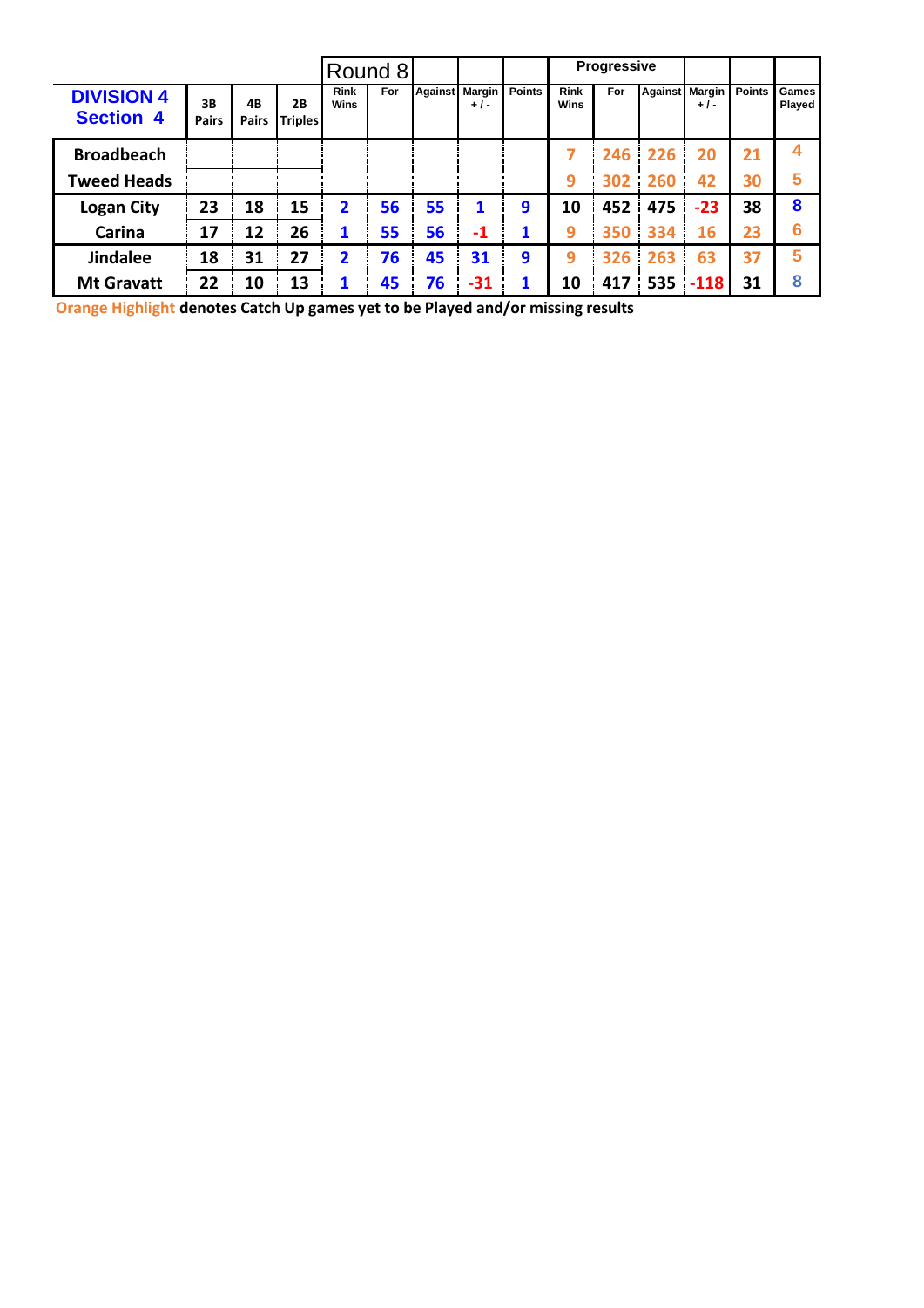| DIVISION 4 Section 4 | 3B Pairs | 4B Pairs | 2B Triples | Round 8 Rink Wins | For | Against | Margin + / - | Points | Progressive Rink Wins | For | Against | Margin + / - | Points | Games Played |
|---|---|---|---|---|---|---|---|---|---|---|---|---|---|---|
| Broadbeach | | | | | | | | | 7 | 246 | 226 | 20 | 21 | 4 |
| Tweed Heads | | | | | | | | | 9 | 302 | 260 | 42 | 30 | 5 |
| Logan City | 23 | 18 | 15 | 2 | 56 | 55 | 1 | 9 | 10 | 452 | 475 | -23 | 38 | 8 |
| Carina | 17 | 12 | 26 | 1 | 55 | 56 | -1 | 1 | 9 | 350 | 334 | 16 | 23 | 6 |
| Jindalee | 18 | 31 | 27 | 2 | 76 | 45 | 31 | 9 | 9 | 326 | 263 | 63 | 37 | 5 |
| Mt Gravatt | 22 | 10 | 13 | 1 | 45 | 76 | -31 | 1 | 10 | 417 | 535 | -118 | 31 | 8 |

**Orange Highlight denotes Catch Up games yet to be Played and/or missing results**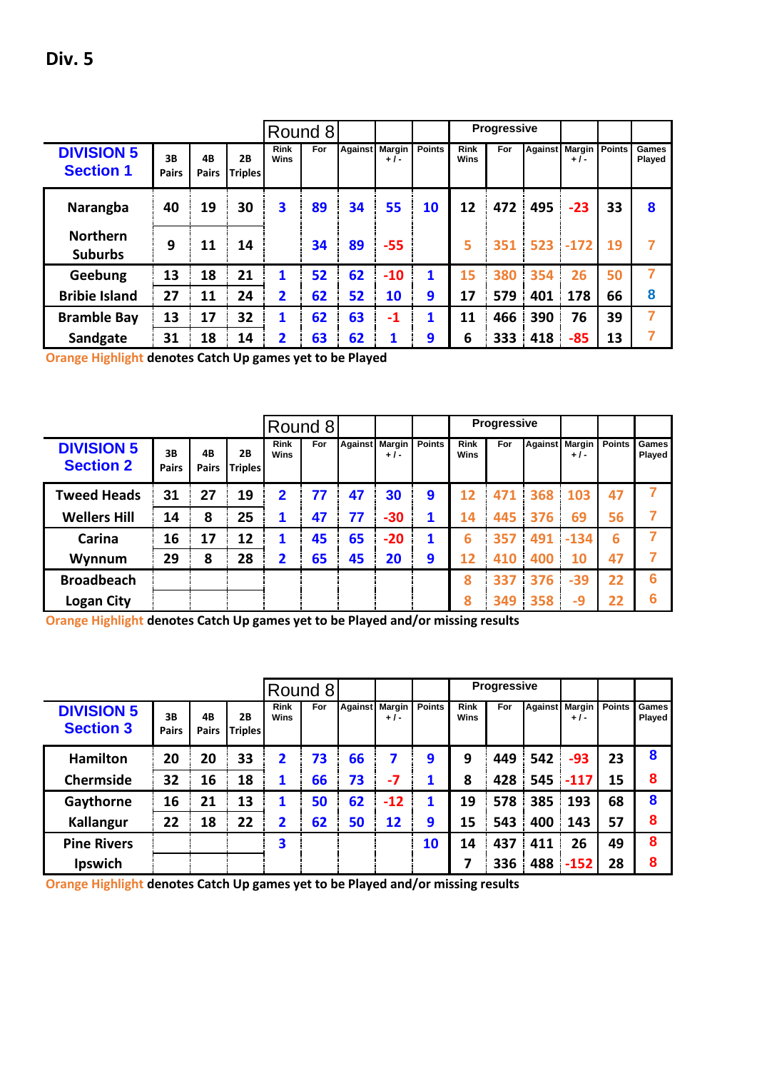# Div. 5

| DIVISION 5 Section 1 | 3B Pairs | 4B Pairs | 2B Triples | Round 8 Rink Wins | For | Against | Margin + / - | Points | Progressive Rink Wins | For | Against | Margin + / - | Points | Games Played |
|---|---|---|---|---|---|---|---|---|---|---|---|---|---|---|
| Narangba | 40 | 19 | 30 | 3 | 89 | 34 | 55 | 10 | 12 | 472 | 495 | -23 | 33 | 8 |
| Northern Suburbs | 9 | 11 | 14 | | 34 | 89 | -55 | | 5 | 351 | 523 | -172 | 19 | 7 |
| Geebung | 13 | 18 | 21 | 1 | 52 | 62 | -10 | 1 | 15 | 380 | 354 | 26 | 50 | 7 |
| Bribie Island | 27 | 11 | 24 | 2 | 62 | 52 | 10 | 9 | 17 | 579 | 401 | 178 | 66 | 8 |
| Bramble Bay | 13 | 17 | 32 | 1 | 62 | 63 | -1 | 1 | 11 | 466 | 390 | 76 | 39 | 7 |
| Sandgate | 31 | 18 | 14 | 2 | 63 | 62 | 1 | 9 | 6 | 333 | 418 | -85 | 13 | 7 |

Orange Highlight denotes Catch Up games yet to be Played

| DIVISION 5 Section 2 | 3B Pairs | 4B Pairs | 2B Triples | Round 8 Rink Wins | For | Against | Margin + / - | Points | Progressive Rink Wins | For | Against | Margin + / - | Points | Games Played |
|---|---|---|---|---|---|---|---|---|---|---|---|---|---|---|
| Tweed Heads | 31 | 27 | 19 | 2 | 77 | 47 | 30 | 9 | 12 | 471 | 368 | 103 | 47 | 7 |
| Wellers Hill | 14 | 8 | 25 | 1 | 47 | 77 | -30 | 1 | 14 | 445 | 376 | 69 | 56 | 7 |
| Carina | 16 | 17 | 12 | 1 | 45 | 65 | -20 | 1 | 6 | 357 | 491 | -134 | 6 | 7 |
| Wynnum | 29 | 8 | 28 | 2 | 65 | 45 | 20 | 9 | 12 | 410 | 400 | 10 | 47 | 7 |
| Broadbeach | | | | | | | | | 8 | 337 | 376 | -39 | 22 | 6 |
| Logan City | | | | | | | | | 8 | 349 | 358 | -9 | 22 | 6 |

Orange Highlight denotes Catch Up games yet to be Played and/or missing results

| DIVISION 5 Section 3 | 3B Pairs | 4B Pairs | 2B Triples | Round 8 Rink Wins | For | Against | Margin + / - | Points | Progressive Rink Wins | For | Against | Margin + / - | Points | Games Played |
|---|---|---|---|---|---|---|---|---|---|---|---|---|---|---|
| Hamilton | 20 | 20 | 33 | 2 | 73 | 66 | 7 | 9 | 9 | 449 | 542 | -93 | 23 | 8 |
| Chermside | 32 | 16 | 18 | 1 | 66 | 73 | -7 | 1 | 8 | 428 | 545 | -117 | 15 | 8 |
| Gaythorne | 16 | 21 | 13 | 1 | 50 | 62 | -12 | 1 | 19 | 578 | 385 | 193 | 68 | 8 |
| Kallangur | 22 | 18 | 22 | 2 | 62 | 50 | 12 | 9 | 15 | 543 | 400 | 143 | 57 | 8 |
| Pine Rivers | | | | 3 | | | | 10 | 14 | 437 | 411 | 26 | 49 | 8 |
| Ipswich | | | | | | | | | 7 | 336 | 488 | -152 | 28 | 8 |

Orange Highlight denotes Catch Up games yet to be Played and/or missing results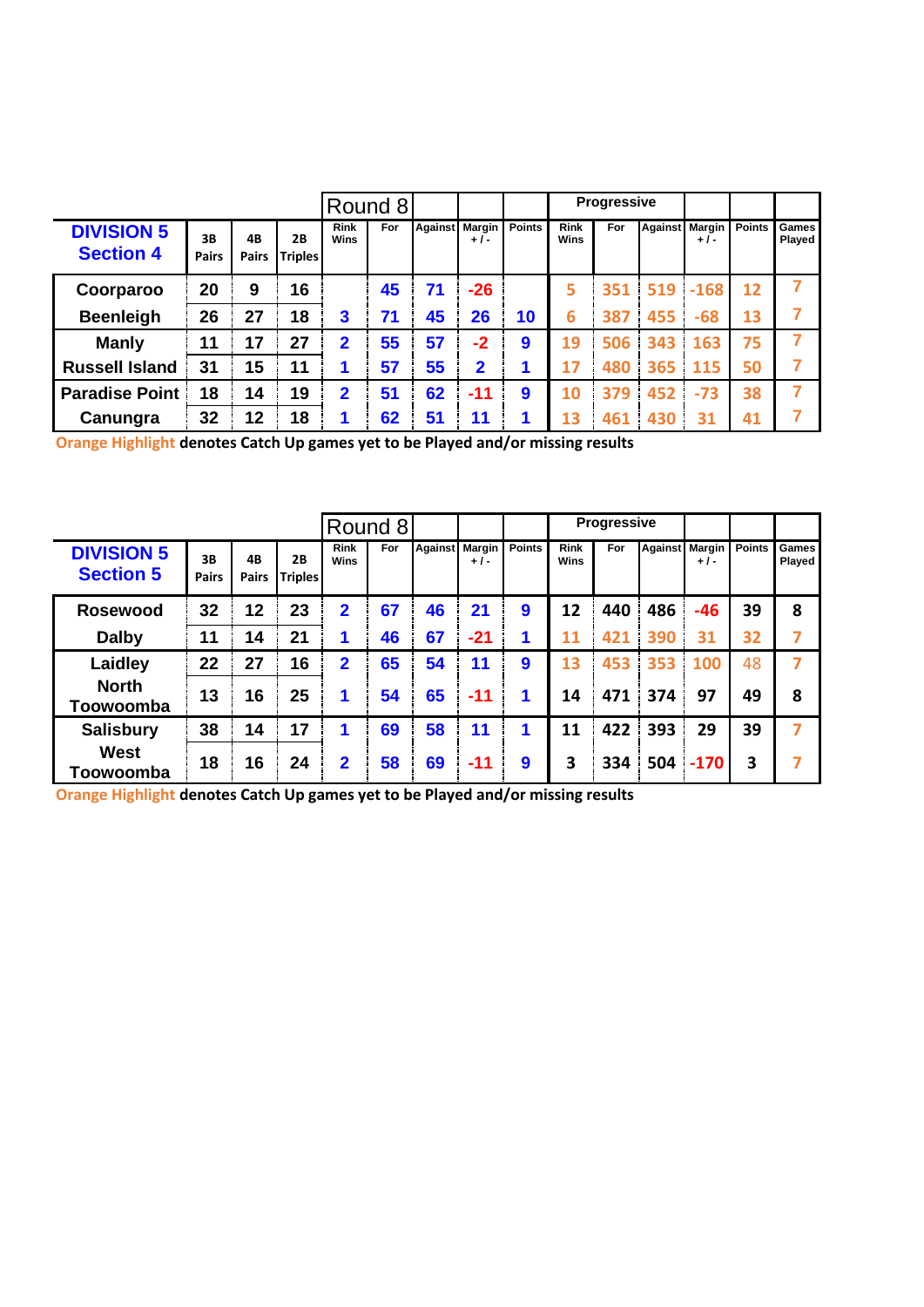| DIVISION 5 Section 4 | 3B Pairs | 4B Pairs | 2B Triples | Round 8 Rink Wins | For | Against | Margin + / - | Points | Progressive Rink Wins | For | Against | Margin + / - | Points | Games Played |
|---|---|---|---|---|---|---|---|---|---|---|---|---|---|---|
| Coorparoo | 20 | 9 | 16 | | 45 | 71 | -26 | | 5 | 351 | 519 | -168 | 12 | 7 |
| Beenleigh | 26 | 27 | 18 | 3 | 71 | 45 | 26 | 10 | 6 | 387 | 455 | -68 | 13 | 7 |
| Manly | 11 | 17 | 27 | 2 | 55 | 57 | -2 | 9 | 19 | 506 | 343 | 163 | 75 | 7 |
| Russell Island | 31 | 15 | 11 | 1 | 57 | 55 | 2 | 1 | 17 | 480 | 365 | 115 | 50 | 7 |
| Paradise Point | 18 | 14 | 19 | 2 | 51 | 62 | -11 | 9 | 10 | 379 | 452 | -73 | 38 | 7 |
| Canungra | 32 | 12 | 18 | 1 | 62 | 51 | 11 | 1 | 13 | 461 | 430 | 31 | 41 | 7 |

Orange Highlight denotes Catch Up games yet to be Played and/or missing results

| DIVISION 5 Section 5 | 3B Pairs | 4B Pairs | 2B Triples | Round 8 Rink Wins | For | Against | Margin + / - | Points | Progressive Rink Wins | For | Against | Margin + / - | Points | Games Played |
|---|---|---|---|---|---|---|---|---|---|---|---|---|---|---|
| Rosewood | 32 | 12 | 23 | 2 | 67 | 46 | 21 | 9 | 12 | 440 | 486 | -46 | 39 | 8 |
| Dalby | 11 | 14 | 21 | 1 | 46 | 67 | -21 | 1 | 11 | 421 | 390 | 31 | 32 | 7 |
| Laidley | 22 | 27 | 16 | 2 | 65 | 54 | 11 | 9 | 13 | 453 | 353 | 100 | 48 | 7 |
| North Toowoomba | 13 | 16 | 25 | 1 | 54 | 65 | -11 | 1 | 14 | 471 | 374 | 97 | 49 | 8 |
| Salisbury | 38 | 14 | 17 | 1 | 69 | 58 | 11 | 1 | 11 | 422 | 393 | 29 | 39 | 7 |
| West Toowoomba | 18 | 16 | 24 | 2 | 58 | 69 | -11 | 9 | 3 | 334 | 504 | -170 | 3 | 7 |

Orange Highlight denotes Catch Up games yet to be Played and/or missing results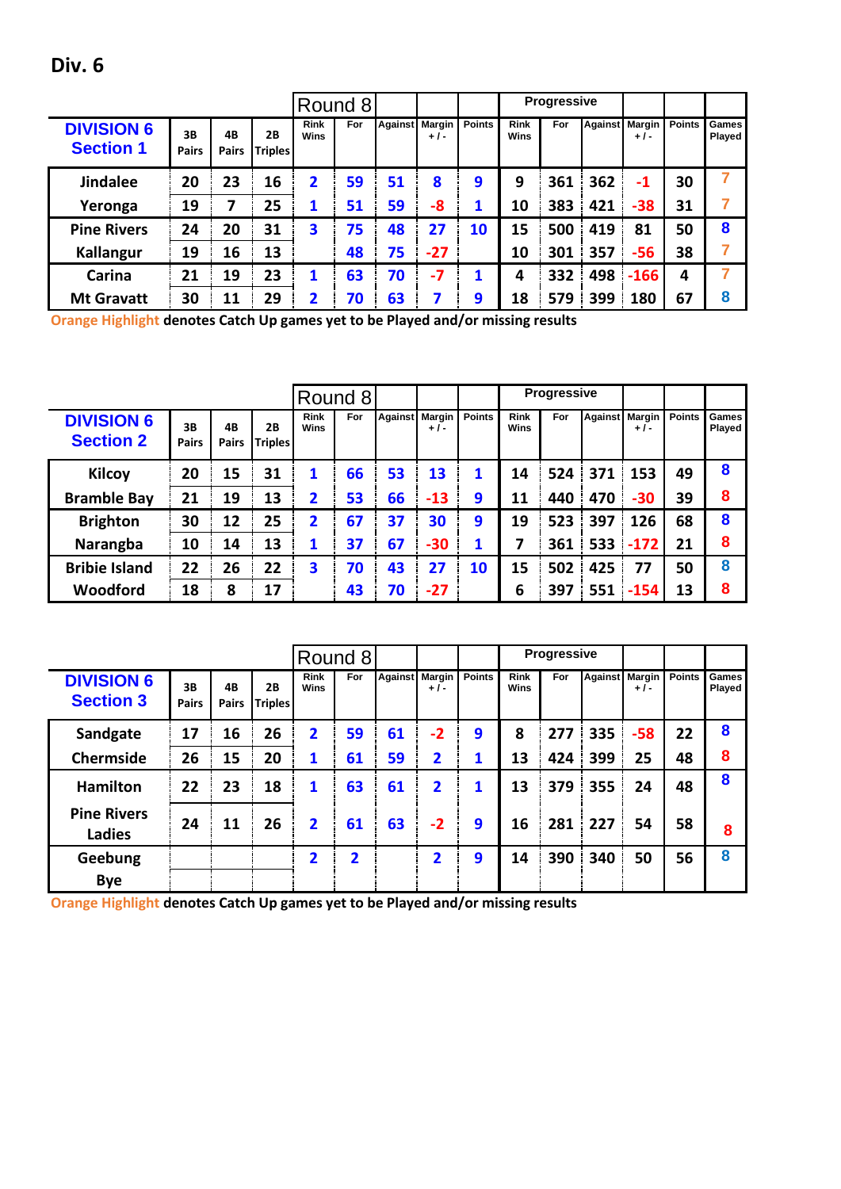# Div. 6

| DIVISION 6 Section 1 | 3B Pairs | 4B Pairs | 2B Triples | Round 8 Rink Wins | For | Against | Margin + / - | Points | Progressive Rink Wins | For | Against | Margin + / - | Points | Games Played |
|---|---|---|---|---|---|---|---|---|---|---|---|---|---|---|
| Jindalee | 20 | 23 | 16 | 2 | 59 | 51 | 8 | 9 | 9 | 361 | 362 | -1 | 30 | 7 |
| Yeronga | 19 | 7 | 25 | 1 | 51 | 59 | -8 | 1 | 10 | 383 | 421 | -38 | 31 | 7 |
| Pine Rivers | 24 | 20 | 31 | 3 | 75 | 48 | 27 | 10 | 15 | 500 | 419 | 81 | 50 | 8 |
| Kallangur | 19 | 16 | 13 | | 48 | 75 | -27 | | 10 | 301 | 357 | -56 | 38 | 7 |
| Carina | 21 | 19 | 23 | 1 | 63 | 70 | -7 | 1 | 4 | 332 | 498 | -166 | 4 | 7 |
| Mt Gravatt | 30 | 11 | 29 | 2 | 70 | 63 | 7 | 9 | 18 | 579 | 399 | 180 | 67 | 8 |

Orange Highlight **denotes Catch Up games yet to be Played and/or missing results**

| DIVISION 6 Section 2 | 3B Pairs | 4B Pairs | 2B Triples | Round 8 Rink Wins | For | Against | Margin + / - | Points | Progressive Rink Wins | For | Against | Margin + / - | Points | Games Played |
|---|---|---|---|---|---|---|---|---|---|---|---|---|---|---|
| Kilcoy | 20 | 15 | 31 | 1 | 66 | 53 | 13 | 1 | 14 | 524 | 371 | 153 | 49 | 8 |
| Bramble Bay | 21 | 19 | 13 | 2 | 53 | 66 | -13 | 9 | 11 | 440 | 470 | -30 | 39 | 8 |
| Brighton | 30 | 12 | 25 | 2 | 67 | 37 | 30 | 9 | 19 | 523 | 397 | 126 | 68 | 8 |
| Narangba | 10 | 14 | 13 | 1 | 37 | 67 | -30 | 1 | 7 | 361 | 533 | -172 | 21 | 8 |
| Bribie Island | 22 | 26 | 22 | 3 | 70 | 43 | 27 | 10 | 15 | 502 | 425 | 77 | 50 | 8 |
| Woodford | 18 | 8 | 17 | | 43 | 70 | -27 | | 6 | 397 | 551 | -154 | 13 | 8 |

| DIVISION 6 Section 3 | 3B Pairs | 4B Pairs | 2B Triples | Round 8 Rink Wins | For | Against | Margin + / - | Points | Progressive Rink Wins | For | Against | Margin + / - | Points | Games Played |
|---|---|---|---|---|---|---|---|---|---|---|---|---|---|---|
| Sandgate | 17 | 16 | 26 | 2 | 59 | 61 | -2 | 9 | 8 | 277 | 335 | -58 | 22 | 8 |
| Chermside | 26 | 15 | 20 | 1 | 61 | 59 | 2 | 1 | 13 | 424 | 399 | 25 | 48 | 8 |
| Hamilton | 22 | 23 | 18 | 1 | 63 | 61 | 2 | 1 | 13 | 379 | 355 | 24 | 48 | 8 |
| Pine Rivers Ladies | 24 | 11 | 26 | 2 | 61 | 63 | -2 | 9 | 16 | 281 | 227 | 54 | 58 | 8 |
| Geebung | | | | 2 | 2 | | 2 | 9 | 14 | 390 | 340 | 50 | 56 | 8 |
| Bye | | | | | | | | | | | | | | |

Orange Highlight **denotes Catch Up games yet to be Played and/or missing results**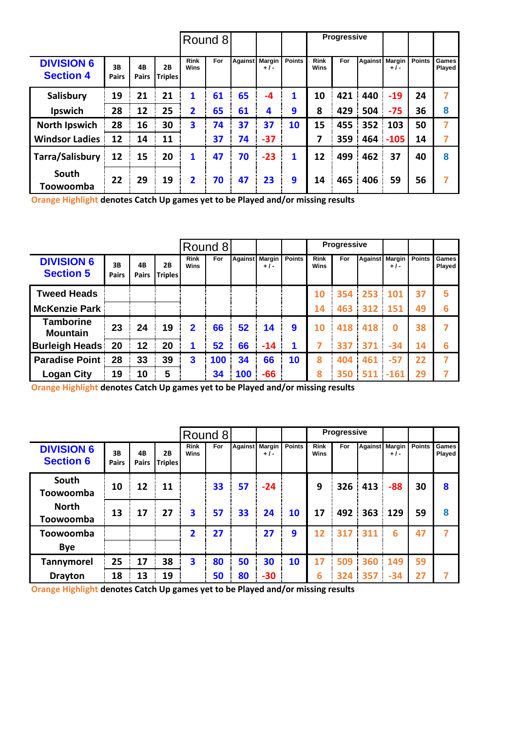| DIVISION 6 Section 4 | 3B Pairs | 4B Pairs | 2B Triples | Round 8 Rink Wins | For | Against | Margin +/- | Points | Progressive Rink Wins | For | Against | Margin +/- | Points | Games Played |
|---|---|---|---|---|---|---|---|---|---|---|---|---|---|---|
| Salisbury | 19 | 21 | 21 | 1 | 61 | 65 | -4 | 1 | 10 | 421 | 440 | -19 | 24 | 7 |
| Ipswich | 28 | 12 | 25 | 2 | 65 | 61 | 4 | 9 | 8 | 429 | 504 | -75 | 36 | 8 |
| North Ipswich | 28 | 16 | 30 | 3 | 74 | 37 | 37 | 10 | 15 | 455 | 352 | 103 | 50 | 7 |
| Windsor Ladies | 12 | 14 | 11 | | 37 | 74 | -37 | | 7 | 359 | 464 | -105 | 14 | 7 |
| Tarra/Salisbury | 12 | 15 | 20 | 1 | 47 | 70 | -23 | 1 | 12 | 499 | 462 | 37 | 40 | 8 |
| South Toowoomba | 22 | 29 | 19 | 2 | 70 | 47 | 23 | 9 | 14 | 465 | 406 | 59 | 56 | 7 |

Orange Highlight denotes Catch Up games yet to be Played and/or missing results

| DIVISION 6 Section 5 | 3B Pairs | 4B Pairs | 2B Triples | Round 8 Rink Wins | For | Against | Margin +/- | Points | Progressive Rink Wins | For | Against | Margin +/- | Points | Games Played |
|---|---|---|---|---|---|---|---|---|---|---|---|---|---|---|
| Tweed Heads | | | | | | | | | 10 | 354 | 253 | 101 | 37 | 5 |
| McKenzie Park | | | | | | | | | 14 | 463 | 312 | 151 | 49 | 6 |
| Tamborine Mountain | 23 | 24 | 19 | 2 | 66 | 52 | 14 | 9 | 10 | 418 | 418 | 0 | 38 | 7 |
| Burleigh Heads | 20 | 12 | 20 | 1 | 52 | 66 | -14 | 1 | 7 | 337 | 371 | -34 | 14 | 6 |
| Paradise Point | 28 | 33 | 39 | 3 | 100 | 34 | 66 | 10 | 8 | 404 | 461 | -57 | 22 | 7 |
| Logan City | 19 | 10 | 5 | | 34 | 100 | -66 | | 8 | 350 | 511 | -161 | 29 | 7 |

Orange Highlight denotes Catch Up games yet to be Played and/or missing results

| DIVISION 6 Section 6 | 3B Pairs | 4B Pairs | 2B Triples | Round 8 Rink Wins | For | Against | Margin +/- | Points | Progressive Rink Wins | For | Against | Margin +/- | Points | Games Played |
|---|---|---|---|---|---|---|---|---|---|---|---|---|---|---|
| South Toowoomba | 10 | 12 | 11 | | 33 | 57 | -24 | | 9 | 326 | 413 | -88 | 30 | 8 |
| North Toowoomba | 13 | 17 | 27 | 3 | 57 | 33 | 24 | 10 | 17 | 492 | 363 | 129 | 59 | 8 |
| Toowoomba | | | | 2 | 27 | | 27 | 9 | 12 | 317 | 311 | 6 | 47 | 7 |
| Bye | | | | | | | | | | | | | | |
| Tannymorel | 25 | 17 | 38 | 3 | 80 | 50 | 30 | 10 | 17 | 509 | 360 | 149 | 59 | |
| Drayton | 18 | 13 | 19 | | 50 | 80 | -30 | | 6 | 324 | 357 | -34 | 27 | 7 |

Orange Highlight denotes Catch Up games yet to be Played and/or missing results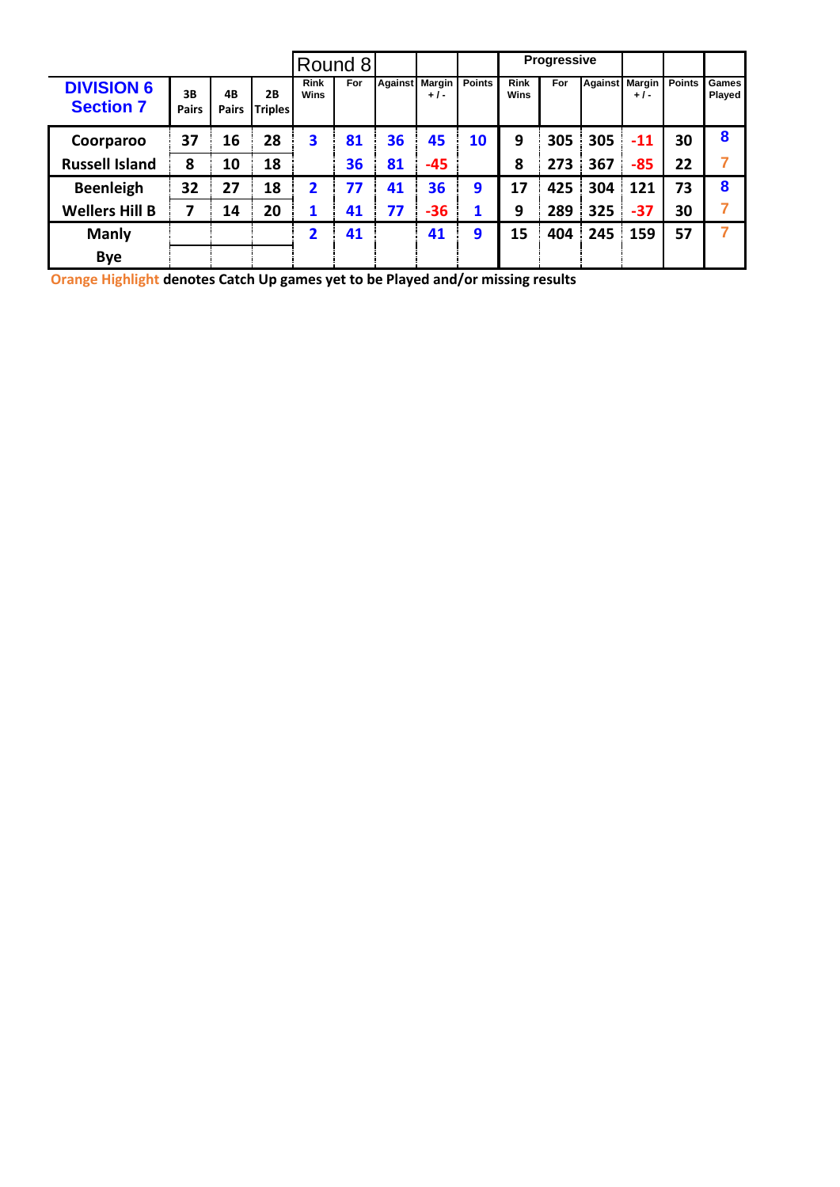| DIVISION 6 Section 7 | 3B Pairs | 4B Pairs | 2B Triples | Round 8 Rink Wins | For | Against | Margin + / - | Points | Progressive Rink Wins | For | Against | Margin + / - | Points | Games Played |
|---|---|---|---|---|---|---|---|---|---|---|---|---|---|---|
| Coorparoo | 37 | 16 | 28 | 3 | 81 | 36 | 45 | 10 | 9 | 305 | 305 | -11 | 30 | 8 |
| Russell Island | 8 | 10 | 18 | | 36 | 81 | -45 | | 8 | 273 | 367 | -85 | 22 | 7 |
| Beenleigh | 32 | 27 | 18 | 2 | 77 | 41 | 36 | 9 | 17 | 425 | 304 | 121 | 73 | 8 |
| Wellers Hill B | 7 | 14 | 20 | 1 | 41 | 77 | -36 | 1 | 9 | 289 | 325 | -37 | 30 | 7 |
| Manly | | | | 2 | 41 | | 41 | 9 | 15 | 404 | 245 | 159 | 57 | 7 |
| Bye | | | | | | | | | | | | | | |

Orange Highlight denotes Catch Up games yet to be Played and/or missing results